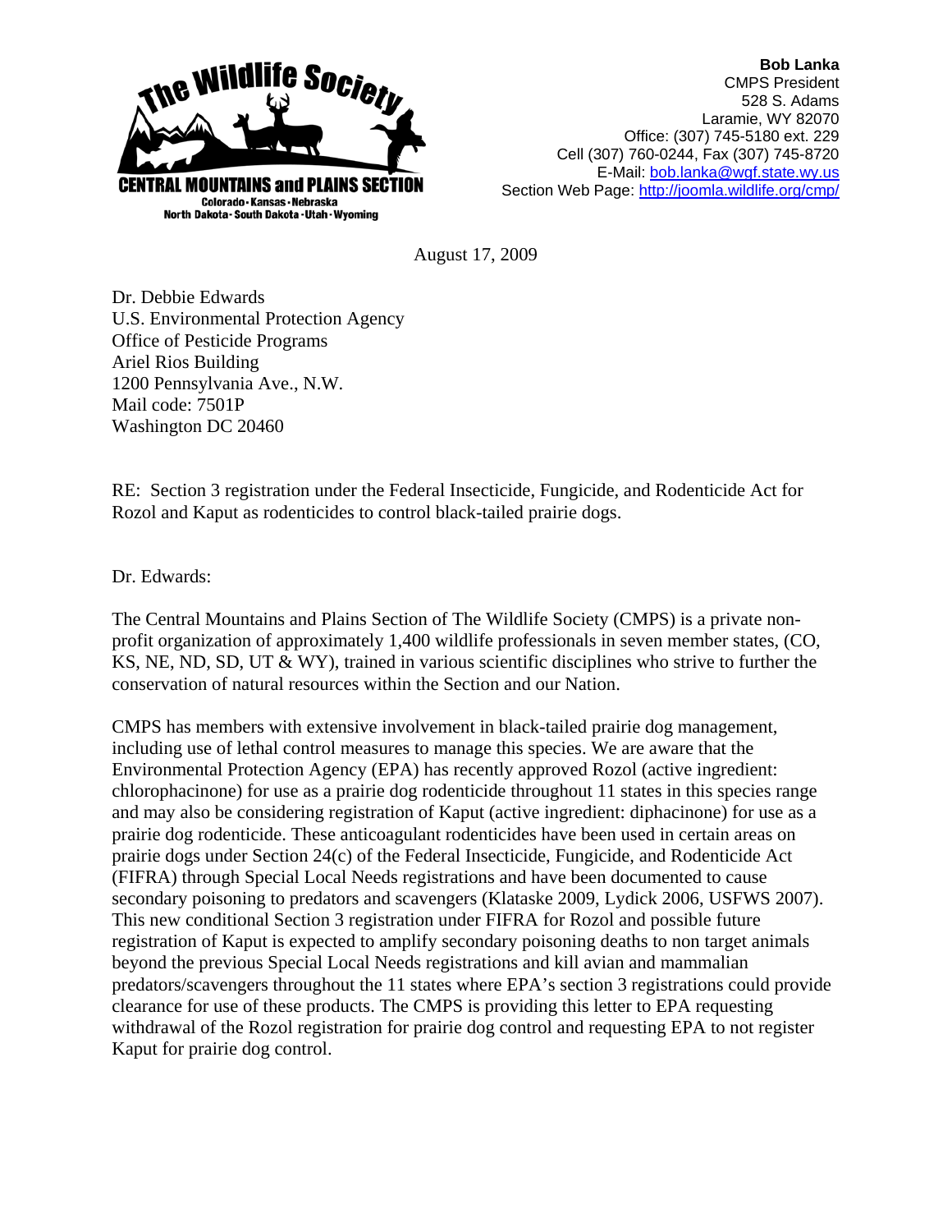The Wildlife Society

CENTRAL MOUNTAINS and PLAINS SECTION

Colorado · Kansas · Nebraska
North Dakota · South Dakota · Utah · Wyoming

**Bob Lanka**
CMPS President
528 S. Adams
Laramie, WY 82070
Office: (307) 745-5180 ext. 229
Cell (307) 760-0244, Fax (307) 745-8720
E-Mail: bob.lanka@wgf.state.wy.us
Section Web Page: http://joomla.wildlife.org/cmp/

August 17, 2009

Dr. Debbie Edwards
U.S. Environmental Protection Agency
Office of Pesticide Programs
Ariel Rios Building
1200 Pennsylvania Ave., N.W.
Mail code: 7501P
Washington DC 20460

RE: Section 3 registration under the Federal Insecticide, Fungicide, and Rodenticide Act for Rozol and Kaput as rodenticides to control black-tailed prairie dogs.

Dr. Edwards:

The Central Mountains and Plains Section of The Wildlife Society (CMPS) is a private non-profit organization of approximately 1,400 wildlife professionals in seven member states, (CO, KS, NE, ND, SD, UT & WY), trained in various scientific disciplines who strive to further the conservation of natural resources within the Section and our Nation.

CMPS has members with extensive involvement in black-tailed prairie dog management, including use of lethal control measures to manage this species. We are aware that the Environmental Protection Agency (EPA) has recently approved Rozol (active ingredient: chlorophacinone) for use as a prairie dog rodenticide throughout 11 states in this species range and may also be considering registration of Kaput (active ingredient: diphacinone) for use as a prairie dog rodenticide. These anticoagulant rodenticides have been used in certain areas on prairie dogs under Section 24(c) of the Federal Insecticide, Fungicide, and Rodenticide Act (FIFRA) through Special Local Needs registrations and have been documented to cause secondary poisoning to predators and scavengers (Klataske 2009, Lydick 2006, USFWS 2007). This new conditional Section 3 registration under FIFRA for Rozol and possible future registration of Kaput is expected to amplify secondary poisoning deaths to non target animals beyond the previous Special Local Needs registrations and kill avian and mammalian predators/scavengers throughout the 11 states where EPA's section 3 registrations could provide clearance for use of these products. The CMPS is providing this letter to EPA requesting withdrawal of the Rozol registration for prairie dog control and requesting EPA to not register Kaput for prairie dog control.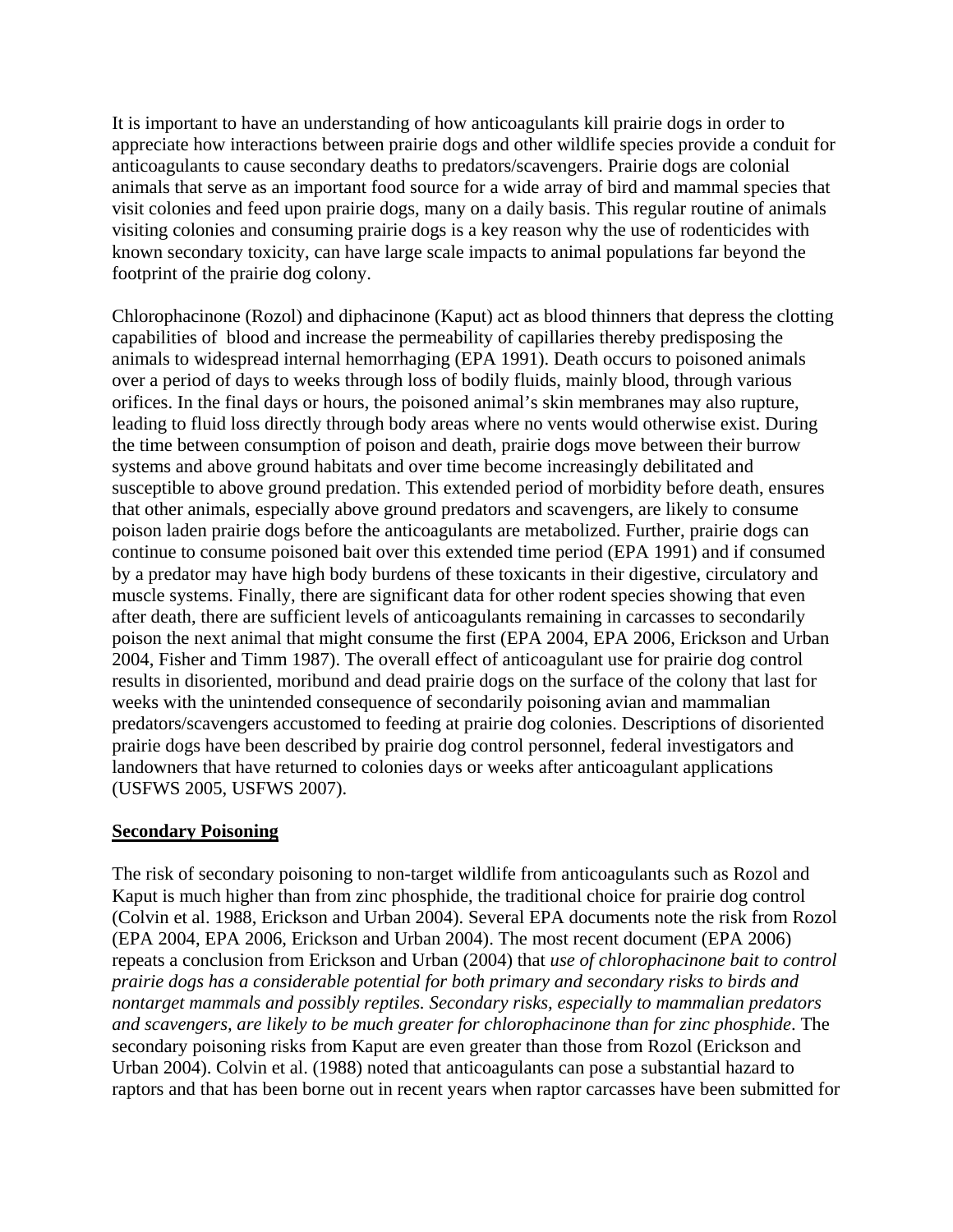It is important to have an understanding of how anticoagulants kill prairie dogs in order to appreciate how interactions between prairie dogs and other wildlife species provide a conduit for anticoagulants to cause secondary deaths to predators/scavengers. Prairie dogs are colonial animals that serve as an important food source for a wide array of bird and mammal species that visit colonies and feed upon prairie dogs, many on a daily basis. This regular routine of animals visiting colonies and consuming prairie dogs is a key reason why the use of rodenticides with known secondary toxicity, can have large scale impacts to animal populations far beyond the footprint of the prairie dog colony.

Chlorophacinone (Rozol) and diphacinone (Kaput) act as blood thinners that depress the clotting capabilities of blood and increase the permeability of capillaries thereby predisposing the animals to widespread internal hemorrhaging (EPA 1991). Death occurs to poisoned animals over a period of days to weeks through loss of bodily fluids, mainly blood, through various orifices. In the final days or hours, the poisoned animal's skin membranes may also rupture, leading to fluid loss directly through body areas where no vents would otherwise exist. During the time between consumption of poison and death, prairie dogs move between their burrow systems and above ground habitats and over time become increasingly debilitated and susceptible to above ground predation. This extended period of morbidity before death, ensures that other animals, especially above ground predators and scavengers, are likely to consume poison laden prairie dogs before the anticoagulants are metabolized. Further, prairie dogs can continue to consume poisoned bait over this extended time period (EPA 1991) and if consumed by a predator may have high body burdens of these toxicants in their digestive, circulatory and muscle systems. Finally, there are significant data for other rodent species showing that even after death, there are sufficient levels of anticoagulants remaining in carcasses to secondarily poison the next animal that might consume the first (EPA 2004, EPA 2006, Erickson and Urban 2004, Fisher and Timm 1987). The overall effect of anticoagulant use for prairie dog control results in disoriented, moribund and dead prairie dogs on the surface of the colony that last for weeks with the unintended consequence of secondarily poisoning avian and mammalian predators/scavengers accustomed to feeding at prairie dog colonies. Descriptions of disoriented prairie dogs have been described by prairie dog control personnel, federal investigators and landowners that have returned to colonies days or weeks after anticoagulant applications (USFWS 2005, USFWS 2007).

## Secondary Poisoning

The risk of secondary poisoning to non-target wildlife from anticoagulants such as Rozol and Kaput is much higher than from zinc phosphide, the traditional choice for prairie dog control (Colvin et al. 1988, Erickson and Urban 2004). Several EPA documents note the risk from Rozol (EPA 2004, EPA 2006, Erickson and Urban 2004). The most recent document (EPA 2006) repeats a conclusion from Erickson and Urban (2004) that *use of chlorophacinone bait to control prairie dogs has a considerable potential for both primary and secondary risks to birds and nontarget mammals and possibly reptiles. Secondary risks, especially to mammalian predators and scavengers, are likely to be much greater for chlorophacinone than for zinc phosphide*. The secondary poisoning risks from Kaput are even greater than those from Rozol (Erickson and Urban 2004). Colvin et al. (1988) noted that anticoagulants can pose a substantial hazard to raptors and that has been borne out in recent years when raptor carcasses have been submitted for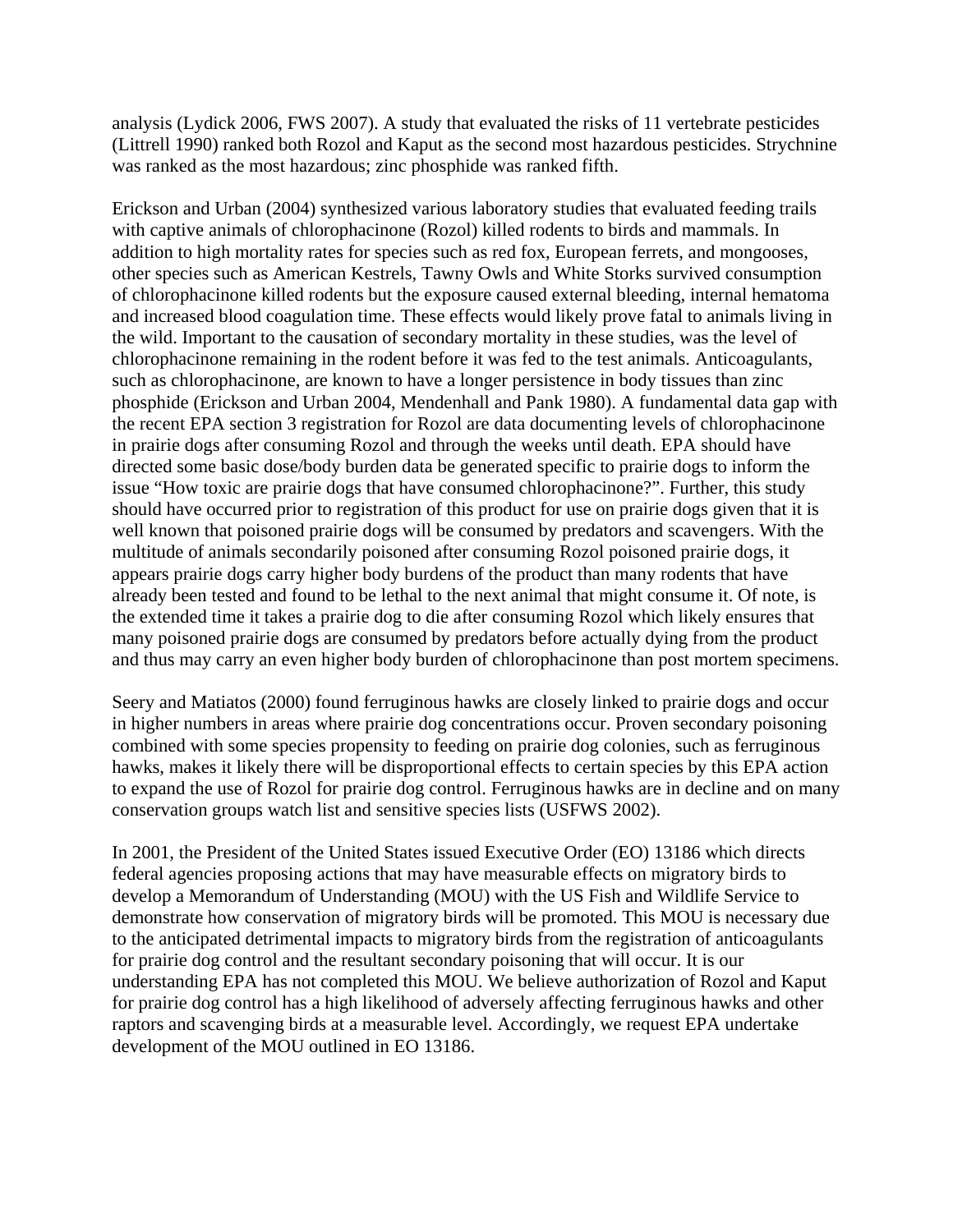analysis (Lydick 2006, FWS 2007). A study that evaluated the risks of 11 vertebrate pesticides (Littrell 1990) ranked both Rozol and Kaput as the second most hazardous pesticides. Strychnine was ranked as the most hazardous; zinc phosphide was ranked fifth.

Erickson and Urban (2004) synthesized various laboratory studies that evaluated feeding trails with captive animals of chlorophacinone (Rozol) killed rodents to birds and mammals. In addition to high mortality rates for species such as red fox, European ferrets, and mongooses, other species such as American Kestrels, Tawny Owls and White Storks survived consumption of chlorophacinone killed rodents but the exposure caused external bleeding, internal hematoma and increased blood coagulation time. These effects would likely prove fatal to animals living in the wild. Important to the causation of secondary mortality in these studies, was the level of chlorophacinone remaining in the rodent before it was fed to the test animals. Anticoagulants, such as chlorophacinone, are known to have a longer persistence in body tissues than zinc phosphide (Erickson and Urban 2004, Mendenhall and Pank 1980). A fundamental data gap with the recent EPA section 3 registration for Rozol are data documenting levels of chlorophacinone in prairie dogs after consuming Rozol and through the weeks until death. EPA should have directed some basic dose/body burden data be generated specific to prairie dogs to inform the issue "How toxic are prairie dogs that have consumed chlorophacinone?". Further, this study should have occurred prior to registration of this product for use on prairie dogs given that it is well known that poisoned prairie dogs will be consumed by predators and scavengers. With the multitude of animals secondarily poisoned after consuming Rozol poisoned prairie dogs, it appears prairie dogs carry higher body burdens of the product than many rodents that have already been tested and found to be lethal to the next animal that might consume it. Of note, is the extended time it takes a prairie dog to die after consuming Rozol which likely ensures that many poisoned prairie dogs are consumed by predators before actually dying from the product and thus may carry an even higher body burden of chlorophacinone than post mortem specimens.

Seery and Matiatos (2000) found ferruginous hawks are closely linked to prairie dogs and occur in higher numbers in areas where prairie dog concentrations occur. Proven secondary poisoning combined with some species propensity to feeding on prairie dog colonies, such as ferruginous hawks, makes it likely there will be disproportional effects to certain species by this EPA action to expand the use of Rozol for prairie dog control. Ferruginous hawks are in decline and on many conservation groups watch list and sensitive species lists (USFWS 2002).

In 2001, the President of the United States issued Executive Order (EO) 13186 which directs federal agencies proposing actions that may have measurable effects on migratory birds to develop a Memorandum of Understanding (MOU) with the US Fish and Wildlife Service to demonstrate how conservation of migratory birds will be promoted. This MOU is necessary due to the anticipated detrimental impacts to migratory birds from the registration of anticoagulants for prairie dog control and the resultant secondary poisoning that will occur. It is our understanding EPA has not completed this MOU. We believe authorization of Rozol and Kaput for prairie dog control has a high likelihood of adversely affecting ferruginous hawks and other raptors and scavenging birds at a measurable level. Accordingly, we request EPA undertake development of the MOU outlined in EO 13186.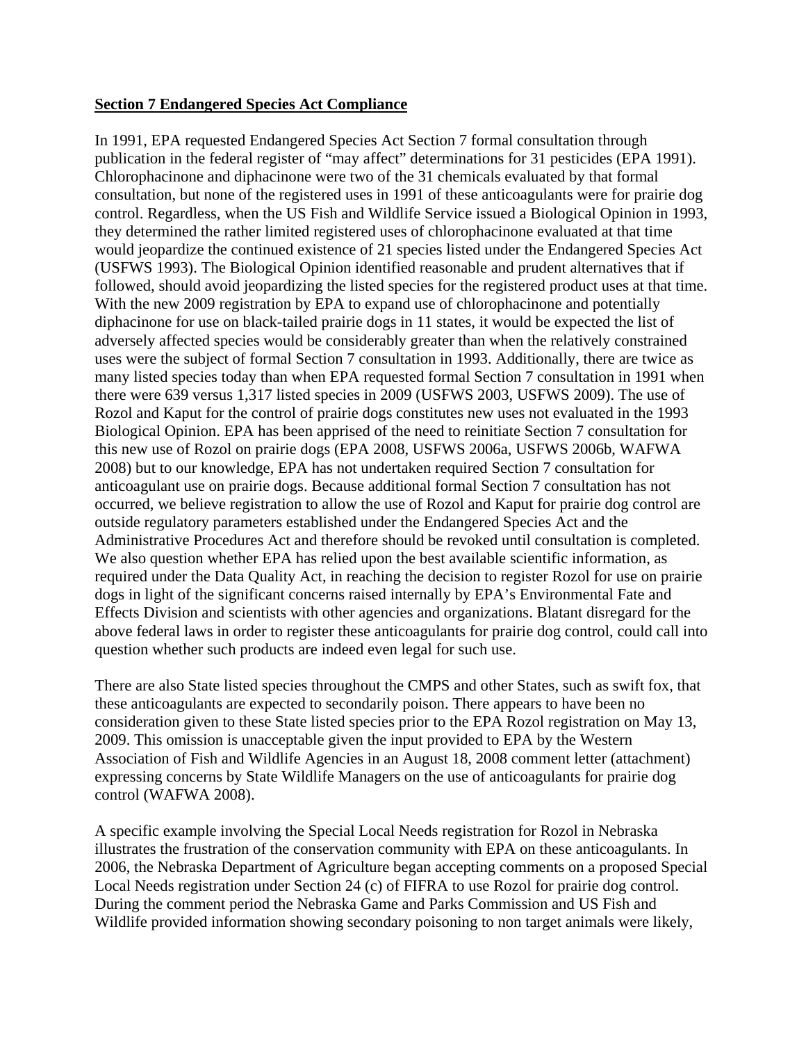**Section 7 Endangered Species Act Compliance**

In 1991, EPA requested Endangered Species Act Section 7 formal consultation through publication in the federal register of "may affect" determinations for 31 pesticides (EPA 1991). Chlorophacinone and diphacinone were two of the 31 chemicals evaluated by that formal consultation, but none of the registered uses in 1991 of these anticoagulants were for prairie dog control. Regardless, when the US Fish and Wildlife Service issued a Biological Opinion in 1993, they determined the rather limited registered uses of chlorophacinone evaluated at that time would jeopardize the continued existence of 21 species listed under the Endangered Species Act (USFWS 1993). The Biological Opinion identified reasonable and prudent alternatives that if followed, should avoid jeopardizing the listed species for the registered product uses at that time. With the new 2009 registration by EPA to expand use of chlorophacinone and potentially diphacinone for use on black-tailed prairie dogs in 11 states, it would be expected the list of adversely affected species would be considerably greater than when the relatively constrained uses were the subject of formal Section 7 consultation in 1993. Additionally, there are twice as many listed species today than when EPA requested formal Section 7 consultation in 1991 when there were 639 versus 1,317 listed species in 2009 (USFWS 2003, USFWS 2009). The use of Rozol and Kaput for the control of prairie dogs constitutes new uses not evaluated in the 1993 Biological Opinion. EPA has been apprised of the need to reinitiate Section 7 consultation for this new use of Rozol on prairie dogs (EPA 2008, USFWS 2006a, USFWS 2006b, WAFWA 2008) but to our knowledge, EPA has not undertaken required Section 7 consultation for anticoagulant use on prairie dogs. Because additional formal Section 7 consultation has not occurred, we believe registration to allow the use of Rozol and Kaput for prairie dog control are outside regulatory parameters established under the Endangered Species Act and the Administrative Procedures Act and therefore should be revoked until consultation is completed. We also question whether EPA has relied upon the best available scientific information, as required under the Data Quality Act, in reaching the decision to register Rozol for use on prairie dogs in light of the significant concerns raised internally by EPA's Environmental Fate and Effects Division and scientists with other agencies and organizations. Blatant disregard for the above federal laws in order to register these anticoagulants for prairie dog control, could call into question whether such products are indeed even legal for such use.

There are also State listed species throughout the CMPS and other States, such as swift fox, that these anticoagulants are expected to secondarily poison. There appears to have been no consideration given to these State listed species prior to the EPA Rozol registration on May 13, 2009. This omission is unacceptable given the input provided to EPA by the Western Association of Fish and Wildlife Agencies in an August 18, 2008 comment letter (attachment) expressing concerns by State Wildlife Managers on the use of anticoagulants for prairie dog control (WAFWA 2008).

A specific example involving the Special Local Needs registration for Rozol in Nebraska illustrates the frustration of the conservation community with EPA on these anticoagulants. In 2006, the Nebraska Department of Agriculture began accepting comments on a proposed Special Local Needs registration under Section 24 (c) of FIFRA to use Rozol for prairie dog control. During the comment period the Nebraska Game and Parks Commission and US Fish and Wildlife provided information showing secondary poisoning to non target animals were likely,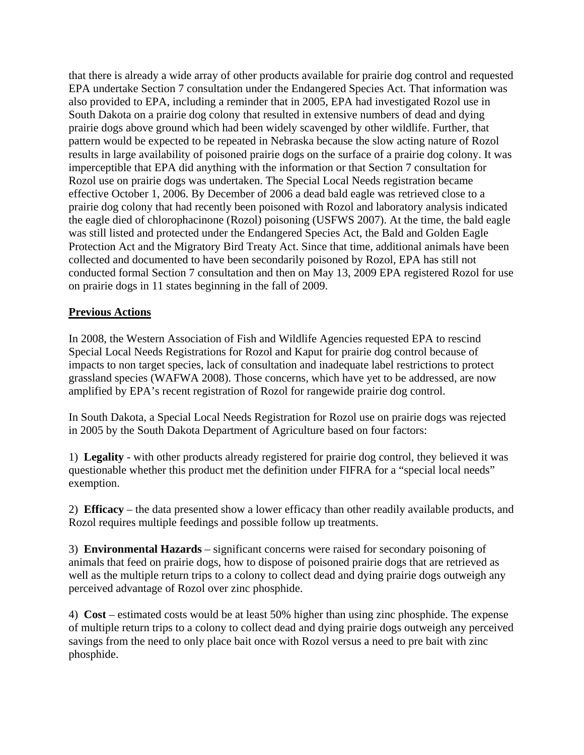that there is already a wide array of other products available for prairie dog control and requested EPA undertake Section 7 consultation under the Endangered Species Act. That information was also provided to EPA, including a reminder that in 2005, EPA had investigated Rozol use in South Dakota on a prairie dog colony that resulted in extensive numbers of dead and dying prairie dogs above ground which had been widely scavenged by other wildlife. Further, that pattern would be expected to be repeated in Nebraska because the slow acting nature of Rozol results in large availability of poisoned prairie dogs on the surface of a prairie dog colony. It was imperceptible that EPA did anything with the information or that Section 7 consultation for Rozol use on prairie dogs was undertaken. The Special Local Needs registration became effective October 1, 2006. By December of 2006 a dead bald eagle was retrieved close to a prairie dog colony that had recently been poisoned with Rozol and laboratory analysis indicated the eagle died of chlorophacinone (Rozol) poisoning (USFWS 2007). At the time, the bald eagle was still listed and protected under the Endangered Species Act, the Bald and Golden Eagle Protection Act and the Migratory Bird Treaty Act. Since that time, additional animals have been collected and documented to have been secondarily poisoned by Rozol, EPA has still not conducted formal Section 7 consultation and then on May 13, 2009 EPA registered Rozol for use on prairie dogs in 11 states beginning in the fall of 2009.

## Previous Actions

In 2008, the Western Association of Fish and Wildlife Agencies requested EPA to rescind Special Local Needs Registrations for Rozol and Kaput for prairie dog control because of impacts to non target species, lack of consultation and inadequate label restrictions to protect grassland species (WAFWA 2008). Those concerns, which have yet to be addressed, are now amplified by EPA's recent registration of Rozol for rangewide prairie dog control.

In South Dakota, a Special Local Needs Registration for Rozol use on prairie dogs was rejected in 2005 by the South Dakota Department of Agriculture based on four factors:

1) **Legality** - with other products already registered for prairie dog control, they believed it was questionable whether this product met the definition under FIFRA for a "special local needs" exemption.

2) **Efficacy** – the data presented show a lower efficacy than other readily available products, and Rozol requires multiple feedings and possible follow up treatments.

3) **Environmental Hazards** – significant concerns were raised for secondary poisoning of animals that feed on prairie dogs, how to dispose of poisoned prairie dogs that are retrieved as well as the multiple return trips to a colony to collect dead and dying prairie dogs outweigh any perceived advantage of Rozol over zinc phosphide.

4) **Cost** – estimated costs would be at least 50% higher than using zinc phosphide. The expense of multiple return trips to a colony to collect dead and dying prairie dogs outweigh any perceived savings from the need to only place bait once with Rozol versus a need to pre bait with zinc phosphide.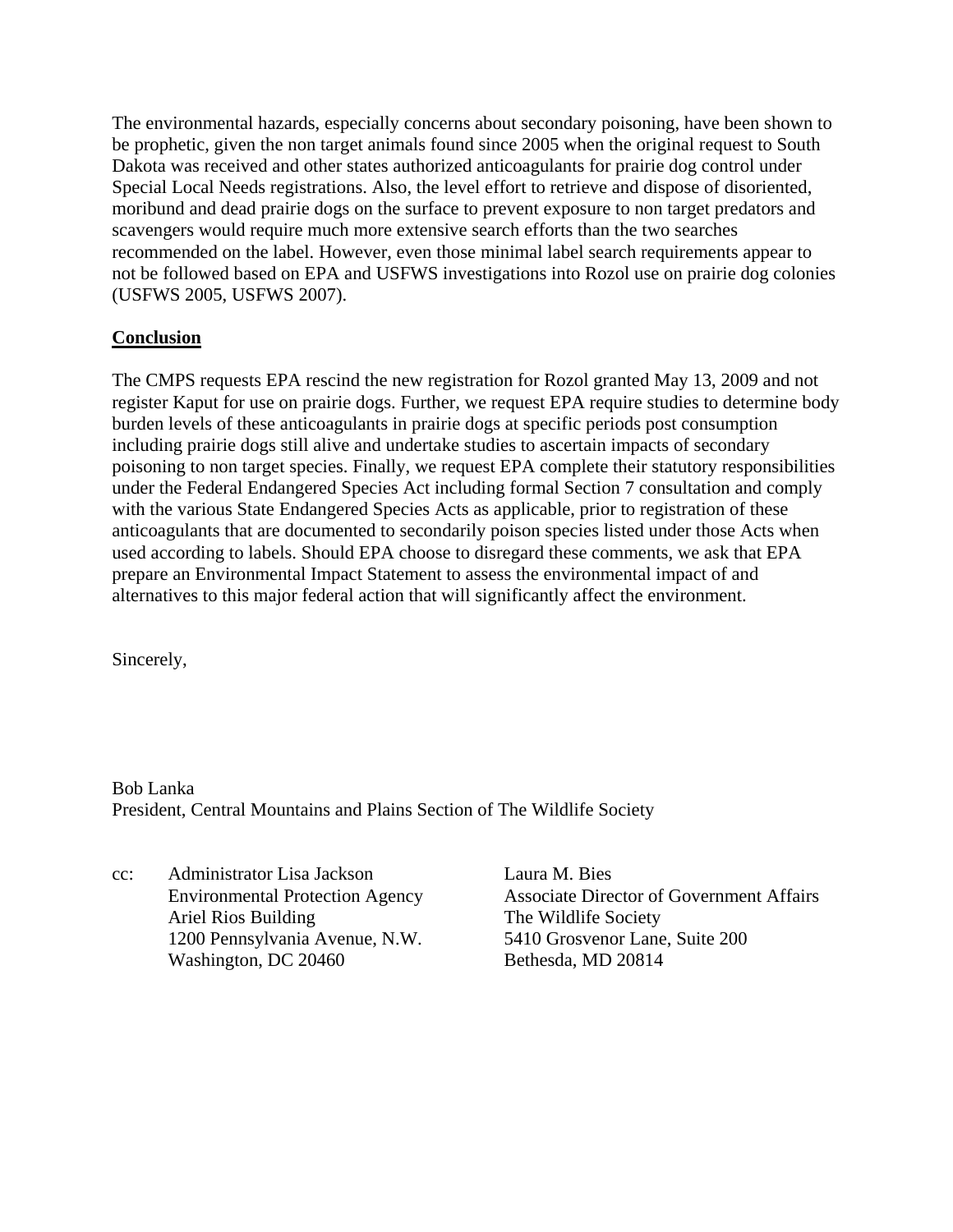The environmental hazards, especially concerns about secondary poisoning, have been shown to be prophetic, given the non target animals found since 2005 when the original request to South Dakota was received and other states authorized anticoagulants for prairie dog control under Special Local Needs registrations. Also, the level effort to retrieve and dispose of disoriented, moribund and dead prairie dogs on the surface to prevent exposure to non target predators and scavengers would require much more extensive search efforts than the two searches recommended on the label. However, even those minimal label search requirements appear to not be followed based on EPA and USFWS investigations into Rozol use on prairie dog colonies (USFWS 2005, USFWS 2007).

## **Conclusion**

The CMPS requests EPA rescind the new registration for Rozol granted May 13, 2009 and not register Kaput for use on prairie dogs. Further, we request EPA require studies to determine body burden levels of these anticoagulants in prairie dogs at specific periods post consumption including prairie dogs still alive and undertake studies to ascertain impacts of secondary poisoning to non target species. Finally, we request EPA complete their statutory responsibilities under the Federal Endangered Species Act including formal Section 7 consultation and comply with the various State Endangered Species Acts as applicable, prior to registration of these anticoagulants that are documented to secondarily poison species listed under those Acts when used according to labels. Should EPA choose to disregard these comments, we ask that EPA prepare an Environmental Impact Statement to assess the environmental impact of and alternatives to this major federal action that will significantly affect the environment.

Sincerely,

Bob Lanka
President, Central Mountains and Plains Section of The Wildlife Society

cc: Administrator Lisa Jackson
Environmental Protection Agency
Ariel Rios Building
1200 Pennsylvania Avenue, N.W.
Washington, DC 20460

Laura M. Bies
Associate Director of Government Affairs
The Wildlife Society
5410 Grosvenor Lane, Suite 200
Bethesda, MD 20814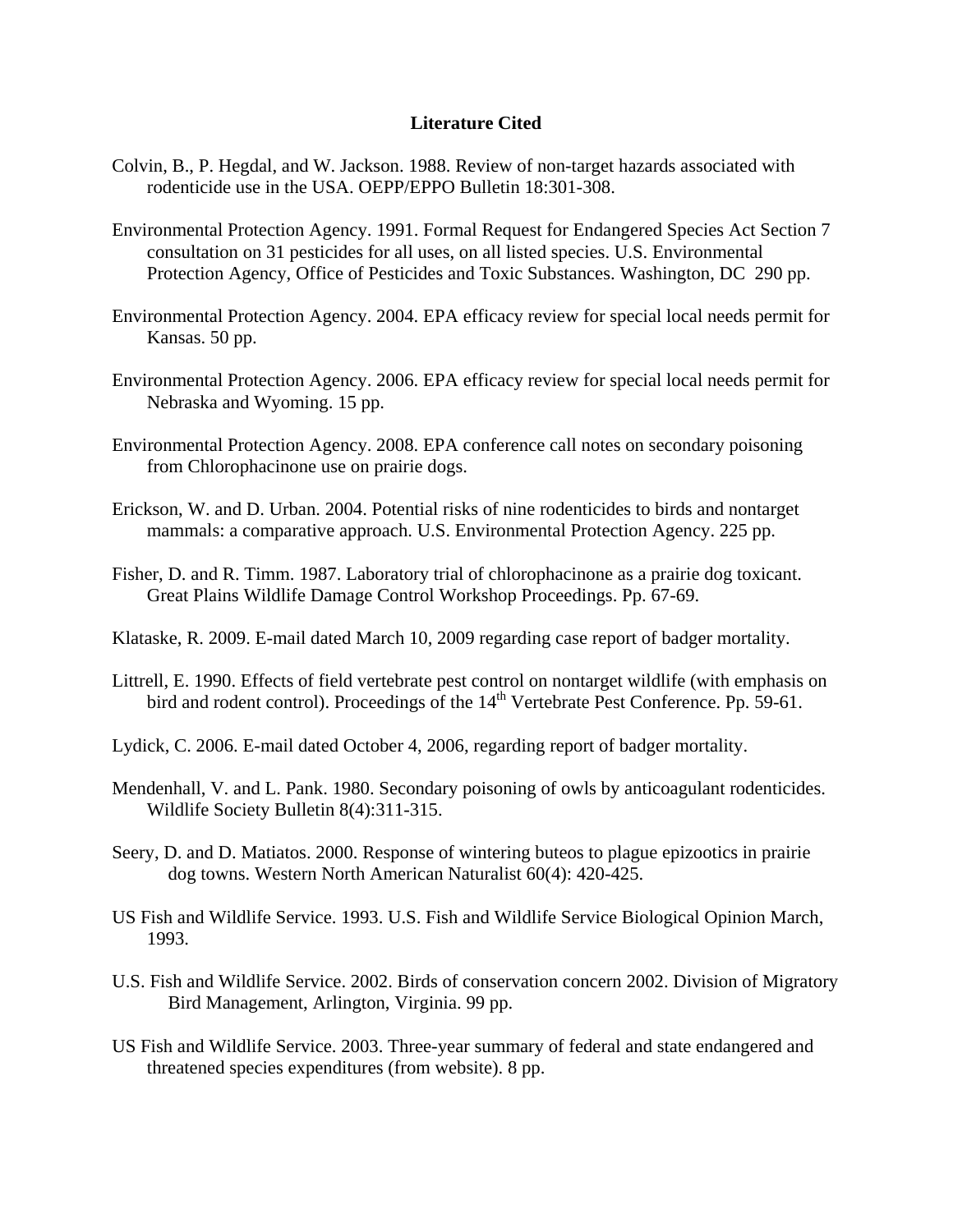## Literature Cited

Colvin, B., P. Hegdal, and W. Jackson. 1988. Review of non-target hazards associated with rodenticide use in the USA. OEPP/EPPO Bulletin 18:301-308.

Environmental Protection Agency. 1991. Formal Request for Endangered Species Act Section 7 consultation on 31 pesticides for all uses, on all listed species. U.S. Environmental Protection Agency, Office of Pesticides and Toxic Substances. Washington, DC 290 pp.

Environmental Protection Agency. 2004. EPA efficacy review for special local needs permit for Kansas. 50 pp.

Environmental Protection Agency. 2006. EPA efficacy review for special local needs permit for Nebraska and Wyoming. 15 pp.

Environmental Protection Agency. 2008. EPA conference call notes on secondary poisoning from Chlorophacinone use on prairie dogs.

Erickson, W. and D. Urban. 2004. Potential risks of nine rodenticides to birds and nontarget mammals: a comparative approach. U.S. Environmental Protection Agency. 225 pp.

Fisher, D. and R. Timm. 1987. Laboratory trial of chlorophacinone as a prairie dog toxicant. Great Plains Wildlife Damage Control Workshop Proceedings. Pp. 67-69.

Klataske, R. 2009. E-mail dated March 10, 2009 regarding case report of badger mortality.

Littrell, E. 1990. Effects of field vertebrate pest control on nontarget wildlife (with emphasis on bird and rodent control). Proceedings of the 14th Vertebrate Pest Conference. Pp. 59-61.

Lydick, C. 2006. E-mail dated October 4, 2006, regarding report of badger mortality.

Mendenhall, V. and L. Pank. 1980. Secondary poisoning of owls by anticoagulant rodenticides. Wildlife Society Bulletin 8(4):311-315.

Seery, D. and D. Matiatos. 2000. Response of wintering buteos to plague epizootics in prairie dog towns. Western North American Naturalist 60(4): 420-425.

US Fish and Wildlife Service. 1993. U.S. Fish and Wildlife Service Biological Opinion March, 1993.

U.S. Fish and Wildlife Service. 2002. Birds of conservation concern 2002. Division of Migratory Bird Management, Arlington, Virginia. 99 pp.

US Fish and Wildlife Service. 2003. Three-year summary of federal and state endangered and threatened species expenditures (from website). 8 pp.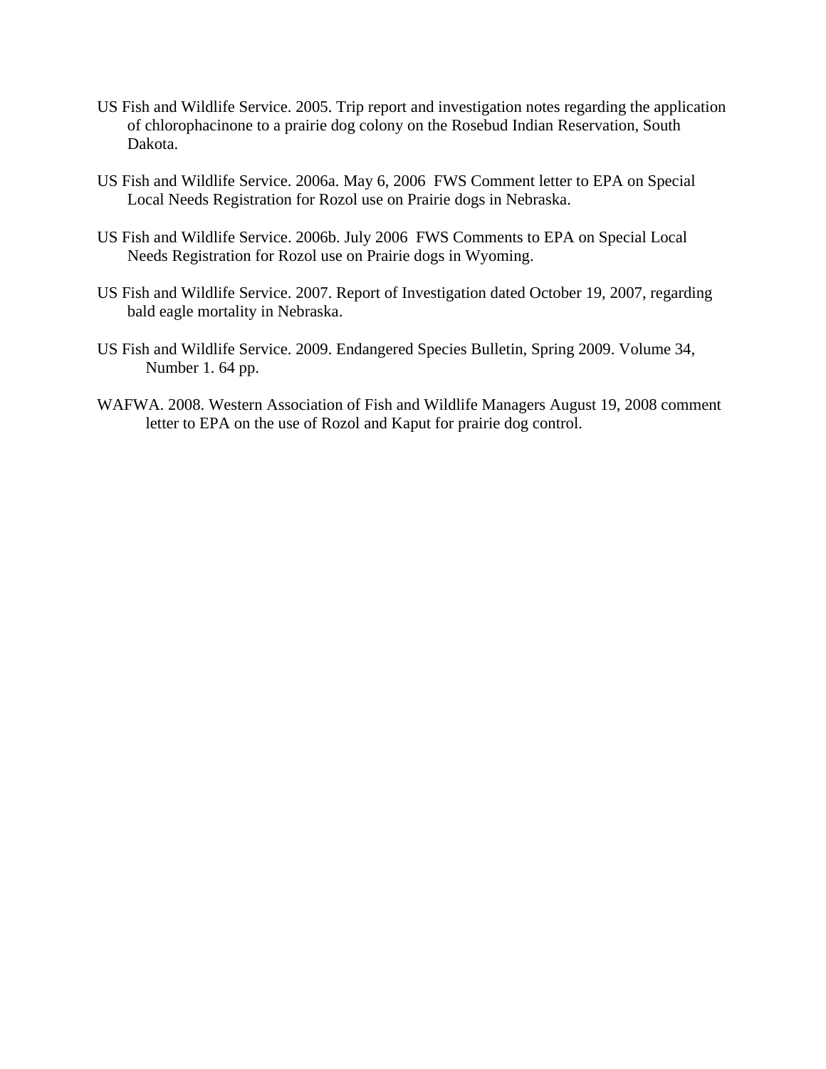US Fish and Wildlife Service. 2005. Trip report and investigation notes regarding the application of chlorophacinone to a prairie dog colony on the Rosebud Indian Reservation, South Dakota.

US Fish and Wildlife Service. 2006a. May 6, 2006 FWS Comment letter to EPA on Special Local Needs Registration for Rozol use on Prairie dogs in Nebraska.

US Fish and Wildlife Service. 2006b. July 2006 FWS Comments to EPA on Special Local Needs Registration for Rozol use on Prairie dogs in Wyoming.

US Fish and Wildlife Service. 2007. Report of Investigation dated October 19, 2007, regarding bald eagle mortality in Nebraska.

US Fish and Wildlife Service. 2009. Endangered Species Bulletin, Spring 2009. Volume 34, Number 1. 64 pp.

WAFWA. 2008. Western Association of Fish and Wildlife Managers August 19, 2008 comment letter to EPA on the use of Rozol and Kaput for prairie dog control.